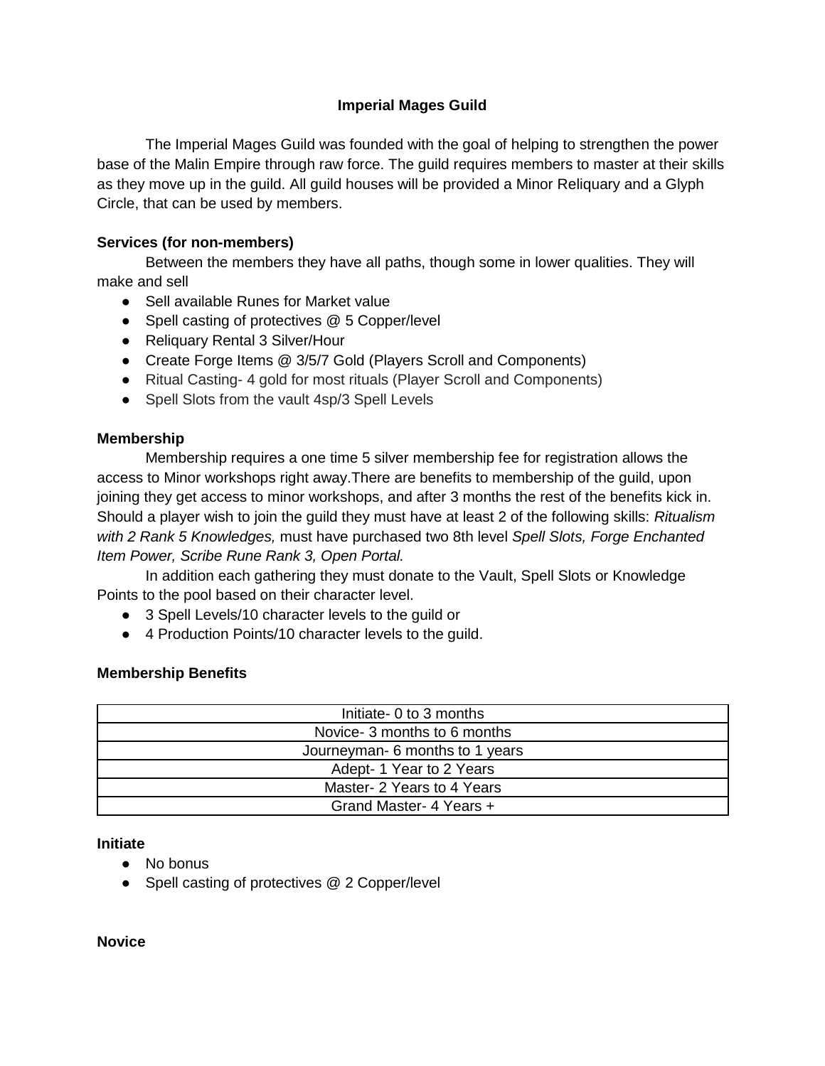# Imperial Mages Guild

The Imperial Mages Guild was founded with the goal of helping to strengthen the power base of the Malin Empire through raw force. The guild requires members to master at their skills as they move up in the guild. All guild houses will be provided a Minor Reliquary and a Glyph Circle, that can be used by members.

**Services (for non-members)**

Between the members they have all paths, though some in lower qualities. They will make and sell

- Sell available Runes for Market value
- Spell casting of protectives @ 5 Copper/level
- Reliquary Rental 3 Silver/Hour
- Create Forge Items @ 3/5/7 Gold (Players Scroll and Components)
- Ritual Casting- 4 gold for most rituals (Player Scroll and Components)
- Spell Slots from the vault 4sp/3 Spell Levels

**Membership**

Membership requires a one time 5 silver membership fee for registration allows the access to Minor workshops right away.There are benefits to membership of the guild, upon joining they get access to minor workshops, and after 3 months the rest of the benefits kick in. Should a player wish to join the guild they must have at least 2 of the following skills: *Ritualism with 2 Rank 5 Knowledges,* must have purchased two 8th level *Spell Slots, Forge Enchanted Item Power, Scribe Rune Rank 3, Open Portal.*

In addition each gathering they must donate to the Vault, Spell Slots or Knowledge Points to the pool based on their character level.

- 3 Spell Levels/10 character levels to the guild or
- 4 Production Points/10 character levels to the guild.

**Membership Benefits**

| Initiate- 0 to 3 months |
|---|
| Novice- 3 months to 6 months |
| Journeyman- 6 months to 1 years |
| Adept- 1 Year to 2 Years |
| Master- 2 Years to 4 Years |
| Grand Master- 4 Years + |

**Initiate**

- No bonus
- Spell casting of protectives @ 2 Copper/level

**Novice**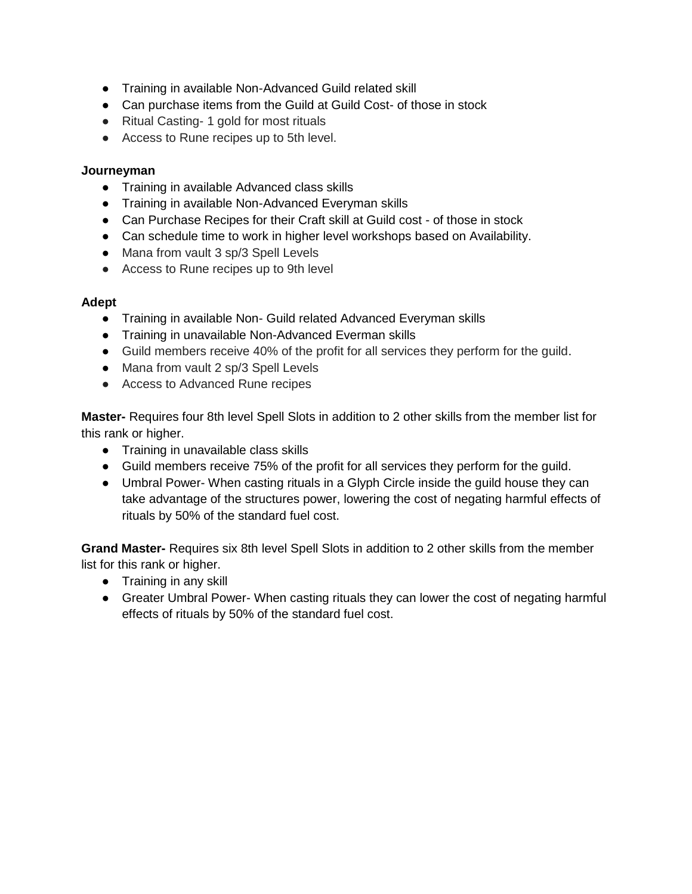- Training in available Non-Advanced Guild related skill
- Can purchase items from the Guild at Guild Cost- of those in stock
- Ritual Casting- 1 gold for most rituals
- Access to Rune recipes up to 5th level.

**Journeyman**

- Training in available Advanced class skills
- Training in available Non-Advanced Everyman skills
- Can Purchase Recipes for their Craft skill at Guild cost - of those in stock
- Can schedule time to work in higher level workshops based on Availability.
- Mana from vault 3 sp/3 Spell Levels
- Access to Rune recipes up to 9th level

**Adept**

- Training in available Non- Guild related Advanced Everyman skills
- Training in unavailable Non-Advanced Everman skills
- Guild members receive 40% of the profit for all services they perform for the guild.
- Mana from vault 2 sp/3 Spell Levels
- Access to Advanced Rune recipes

**Master-** Requires four 8th level Spell Slots in addition to 2 other skills from the member list for this rank or higher.

- Training in unavailable class skills
- Guild members receive 75% of the profit for all services they perform for the guild.
- Umbral Power- When casting rituals in a Glyph Circle inside the guild house they can take advantage of the structures power, lowering the cost of negating harmful effects of rituals by 50% of the standard fuel cost.

**Grand Master-** Requires six 8th level Spell Slots in addition to 2 other skills from the member list for this rank or higher.

- Training in any skill
- Greater Umbral Power- When casting rituals they can lower the cost of negating harmful effects of rituals by 50% of the standard fuel cost.